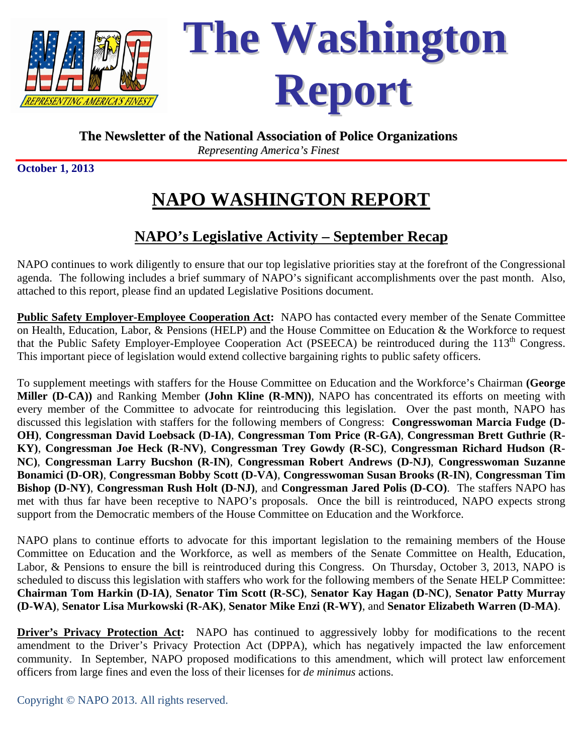# The Washington Report

**The Newsletter of the National Association of Police Organizations**

*Representing America's Finest*

**October 1, 2013**

# NAPO WASHINGTON REPORT

## NAPO's Legislative Activity – September Recap

NAPO continues to work diligently to ensure that our top legislative priorities stay at the forefront of the Congressional agenda. The following includes a brief summary of NAPO's significant accomplishments over the past month. Also, attached to this report, please find an updated Legislative Positions document.

**Public Safety Employer-Employee Cooperation Act:** NAPO has contacted every member of the Senate Committee on Health, Education, Labor, & Pensions (HELP) and the House Committee on Education & the Workforce to request that the Public Safety Employer-Employee Cooperation Act (PSEECA) be reintroduced during the 113th Congress. This important piece of legislation would extend collective bargaining rights to public safety officers.

To supplement meetings with staffers for the House Committee on Education and the Workforce's Chairman **(George Miller (D-CA))** and Ranking Member **(John Kline (R-MN))**, NAPO has concentrated its efforts on meeting with every member of the Committee to advocate for reintroducing this legislation. Over the past month, NAPO has discussed this legislation with staffers for the following members of Congress: **Congresswoman Marcia Fudge (D-OH)**, **Congressman David Loebsack (D-IA)**, **Congressman Tom Price (R-GA)**, **Congressman Brett Guthrie (R-KY)**, **Congressman Joe Heck (R-NV)**, **Congressman Trey Gowdy (R-SC)**, **Congressman Richard Hudson (R-NC)**, **Congressman Larry Bucshon (R-IN)**, **Congressman Robert Andrews (D-NJ)**, **Congresswoman Suzanne Bonamici (D-OR)**, **Congressman Bobby Scott (D-VA)**, **Congresswoman Susan Brooks (R-IN)**, **Congressman Tim Bishop (D-NY)**, **Congressman Rush Holt (D-NJ)**, and **Congressman Jared Polis (D-CO)**. The staffers NAPO has met with thus far have been receptive to NAPO's proposals. Once the bill is reintroduced, NAPO expects strong support from the Democratic members of the House Committee on Education and the Workforce.

NAPO plans to continue efforts to advocate for this important legislation to the remaining members of the House Committee on Education and the Workforce, as well as members of the Senate Committee on Health, Education, Labor, & Pensions to ensure the bill is reintroduced during this Congress. On Thursday, October 3, 2013, NAPO is scheduled to discuss this legislation with staffers who work for the following members of the Senate HELP Committee: **Chairman Tom Harkin (D-IA)**, **Senator Tim Scott (R-SC)**, **Senator Kay Hagan (D-NC)**, **Senator Patty Murray (D-WA)**, **Senator Lisa Murkowski (R-AK)**, **Senator Mike Enzi (R-WY)**, and **Senator Elizabeth Warren (D-MA)**.

**Driver's Privacy Protection Act:** NAPO has continued to aggressively lobby for modifications to the recent amendment to the Driver's Privacy Protection Act (DPPA), which has negatively impacted the law enforcement community. In September, NAPO proposed modifications to this amendment, which will protect law enforcement officers from large fines and even the loss of their licenses for *de minimus* actions.

Copyright © NAPO 2013. All rights reserved.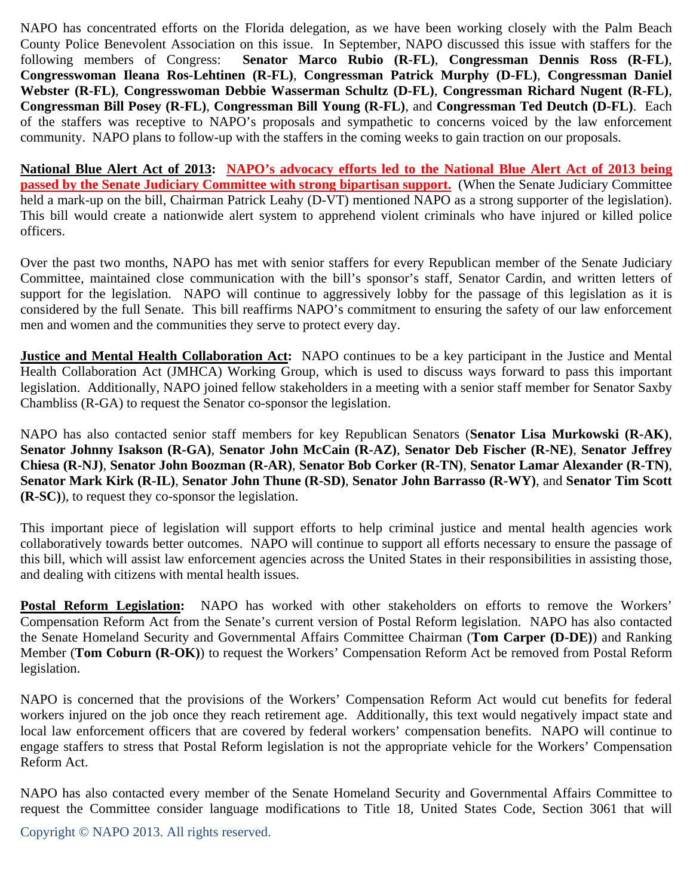NAPO has concentrated efforts on the Florida delegation, as we have been working closely with the Palm Beach County Police Benevolent Association on this issue. In September, NAPO discussed this issue with staffers for the following members of Congress: **Senator Marco Rubio (R-FL)**, **Congressman Dennis Ross (R-FL)**, **Congresswoman Ileana Ros-Lehtinen (R-FL)**, **Congressman Patrick Murphy (D-FL)**, **Congressman Daniel Webster (R-FL)**, **Congresswoman Debbie Wasserman Schultz (D-FL)**, **Congressman Richard Nugent (R-FL)**, **Congressman Bill Posey (R-FL)**, **Congressman Bill Young (R-FL)**, and **Congressman Ted Deutch (D-FL)**. Each of the staffers was receptive to NAPO's proposals and sympathetic to concerns voiced by the law enforcement community. NAPO plans to follow-up with the staffers in the coming weeks to gain traction on our proposals.

**National Blue Alert Act of 2013:** **NAPO's advocacy efforts led to the National Blue Alert Act of 2013 being passed by the Senate Judiciary Committee with strong bipartisan support.** (When the Senate Judiciary Committee held a mark-up on the bill, Chairman Patrick Leahy (D-VT) mentioned NAPO as a strong supporter of the legislation). This bill would create a nationwide alert system to apprehend violent criminals who have injured or killed police officers.

Over the past two months, NAPO has met with senior staffers for every Republican member of the Senate Judiciary Committee, maintained close communication with the bill's sponsor's staff, Senator Cardin, and written letters of support for the legislation. NAPO will continue to aggressively lobby for the passage of this legislation as it is considered by the full Senate. This bill reaffirms NAPO's commitment to ensuring the safety of our law enforcement men and women and the communities they serve to protect every day.

**Justice and Mental Health Collaboration Act:** NAPO continues to be a key participant in the Justice and Mental Health Collaboration Act (JMHCA) Working Group, which is used to discuss ways forward to pass this important legislation. Additionally, NAPO joined fellow stakeholders in a meeting with a senior staff member for Senator Saxby Chambliss (R-GA) to request the Senator co-sponsor the legislation.

NAPO has also contacted senior staff members for key Republican Senators (**Senator Lisa Murkowski (R-AK)**, **Senator Johnny Isakson (R-GA)**, **Senator John McCain (R-AZ)**, **Senator Deb Fischer (R-NE)**, **Senator Jeffrey Chiesa (R-NJ)**, **Senator John Boozman (R-AR)**, **Senator Bob Corker (R-TN)**, **Senator Lamar Alexander (R-TN)**, **Senator Mark Kirk (R-IL)**, **Senator John Thune (R-SD)**, **Senator John Barrasso (R-WY)**, and **Senator Tim Scott (R-SC)**), to request they co-sponsor the legislation.

This important piece of legislation will support efforts to help criminal justice and mental health agencies work collaboratively towards better outcomes. NAPO will continue to support all efforts necessary to ensure the passage of this bill, which will assist law enforcement agencies across the United States in their responsibilities in assisting those, and dealing with citizens with mental health issues.

**Postal Reform Legislation:** NAPO has worked with other stakeholders on efforts to remove the Workers' Compensation Reform Act from the Senate's current version of Postal Reform legislation. NAPO has also contacted the Senate Homeland Security and Governmental Affairs Committee Chairman (**Tom Carper (D-DE)**) and Ranking Member (**Tom Coburn (R-OK)**) to request the Workers' Compensation Reform Act be removed from Postal Reform legislation.

NAPO is concerned that the provisions of the Workers' Compensation Reform Act would cut benefits for federal workers injured on the job once they reach retirement age. Additionally, this text would negatively impact state and local law enforcement officers that are covered by federal workers' compensation benefits. NAPO will continue to engage staffers to stress that Postal Reform legislation is not the appropriate vehicle for the Workers' Compensation Reform Act.

NAPO has also contacted every member of the Senate Homeland Security and Governmental Affairs Committee to request the Committee consider language modifications to Title 18, United States Code, Section 3061 that will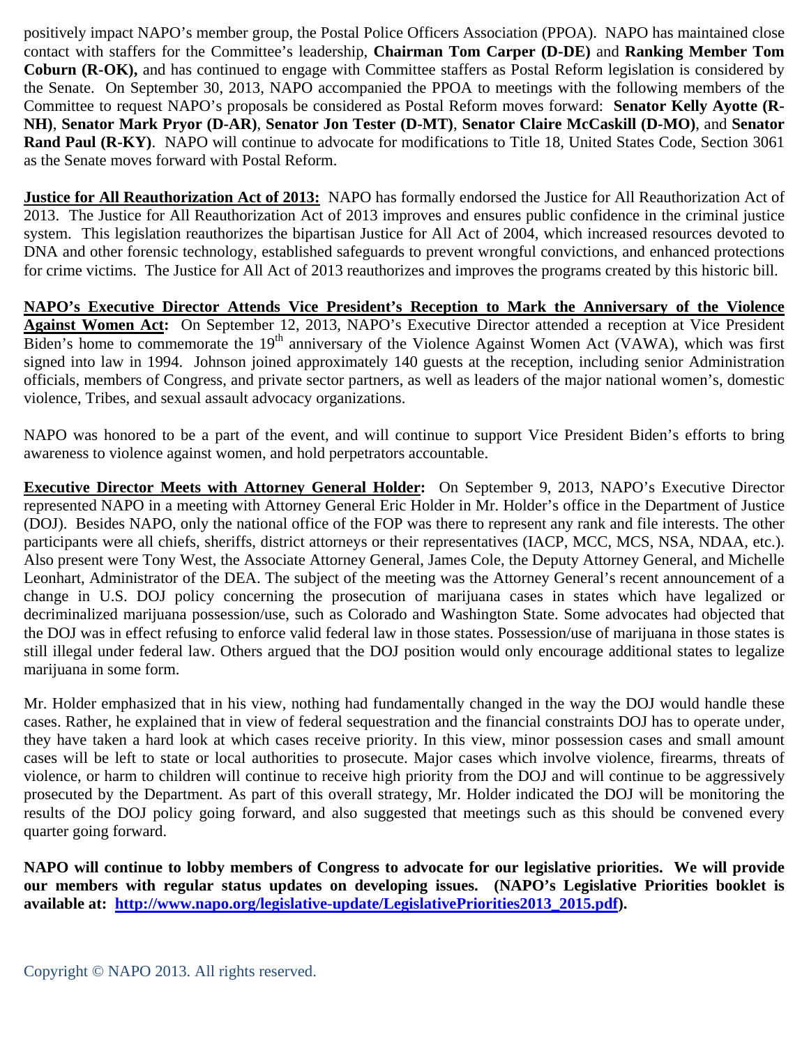positively impact NAPO's member group, the Postal Police Officers Association (PPOA). NAPO has maintained close contact with staffers for the Committee's leadership, **Chairman Tom Carper (D-DE)** and **Ranking Member Tom Coburn (R-OK),** and has continued to engage with Committee staffers as Postal Reform legislation is considered by the Senate. On September 30, 2013, NAPO accompanied the PPOA to meetings with the following members of the Committee to request NAPO's proposals be considered as Postal Reform moves forward: **Senator Kelly Ayotte (R-NH)**, **Senator Mark Pryor (D-AR)**, **Senator Jon Tester (D-MT)**, **Senator Claire McCaskill (D-MO)**, and **Senator Rand Paul (R-KY)**. NAPO will continue to advocate for modifications to Title 18, United States Code, Section 3061 as the Senate moves forward with Postal Reform.

**Justice for All Reauthorization Act of 2013:** NAPO has formally endorsed the Justice for All Reauthorization Act of 2013. The Justice for All Reauthorization Act of 2013 improves and ensures public confidence in the criminal justice system. This legislation reauthorizes the bipartisan Justice for All Act of 2004, which increased resources devoted to DNA and other forensic technology, established safeguards to prevent wrongful convictions, and enhanced protections for crime victims. The Justice for All Act of 2013 reauthorizes and improves the programs created by this historic bill.

**NAPO's Executive Director Attends Vice President's Reception to Mark the Anniversary of the Violence Against Women Act:** On September 12, 2013, NAPO's Executive Director attended a reception at Vice President Biden's home to commemorate the 19th anniversary of the Violence Against Women Act (VAWA), which was first signed into law in 1994. Johnson joined approximately 140 guests at the reception, including senior Administration officials, members of Congress, and private sector partners, as well as leaders of the major national women's, domestic violence, Tribes, and sexual assault advocacy organizations.

NAPO was honored to be a part of the event, and will continue to support Vice President Biden's efforts to bring awareness to violence against women, and hold perpetrators accountable.

**Executive Director Meets with Attorney General Holder:** On September 9, 2013, NAPO's Executive Director represented NAPO in a meeting with Attorney General Eric Holder in Mr. Holder's office in the Department of Justice (DOJ). Besides NAPO, only the national office of the FOP was there to represent any rank and file interests. The other participants were all chiefs, sheriffs, district attorneys or their representatives (IACP, MCC, MCS, NSA, NDAA, etc.). Also present were Tony West, the Associate Attorney General, James Cole, the Deputy Attorney General, and Michelle Leonhart, Administrator of the DEA. The subject of the meeting was the Attorney General's recent announcement of a change in U.S. DOJ policy concerning the prosecution of marijuana cases in states which have legalized or decriminalized marijuana possession/use, such as Colorado and Washington State. Some advocates had objected that the DOJ was in effect refusing to enforce valid federal law in those states. Possession/use of marijuana in those states is still illegal under federal law. Others argued that the DOJ position would only encourage additional states to legalize marijuana in some form.

Mr. Holder emphasized that in his view, nothing had fundamentally changed in the way the DOJ would handle these cases. Rather, he explained that in view of federal sequestration and the financial constraints DOJ has to operate under, they have taken a hard look at which cases receive priority. In this view, minor possession cases and small amount cases will be left to state or local authorities to prosecute. Major cases which involve violence, firearms, threats of violence, or harm to children will continue to receive high priority from the DOJ and will continue to be aggressively prosecuted by the Department. As part of this overall strategy, Mr. Holder indicated the DOJ will be monitoring the results of the DOJ policy going forward, and also suggested that meetings such as this should be convened every quarter going forward.

**NAPO will continue to lobby members of Congress to advocate for our legislative priorities. We will provide our members with regular status updates on developing issues. (NAPO's Legislative Priorities booklet is available at: [http://www.napo.org/legislative-update/LegislativePriorities2013_2015.pdf](http://www.napo.org/legislative-update/LegislativePriorities2013_2015.pdf)).**

Copyright © NAPO 2013. All rights reserved.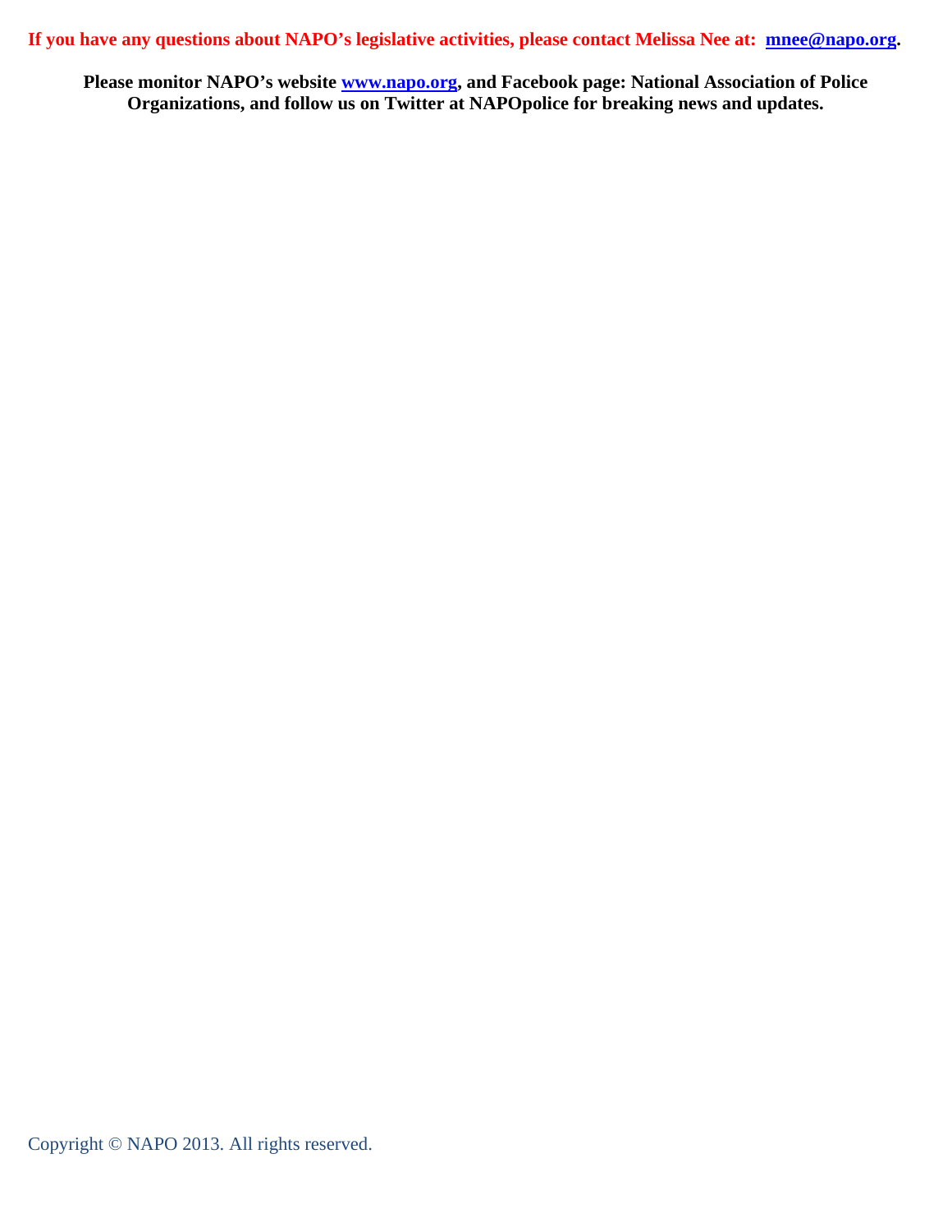**If you have any questions about NAPO's legislative activities, please contact Melissa Nee at: [mnee@napo.org](mailto:mnee@napo.org).**

**Please monitor NAPO's website [www.napo.org](http://www.napo.org), and Facebook page: National Association of Police Organizations, and follow us on Twitter at NAPOpolice for breaking news and updates.**

Copyright © NAPO 2013. All rights reserved.